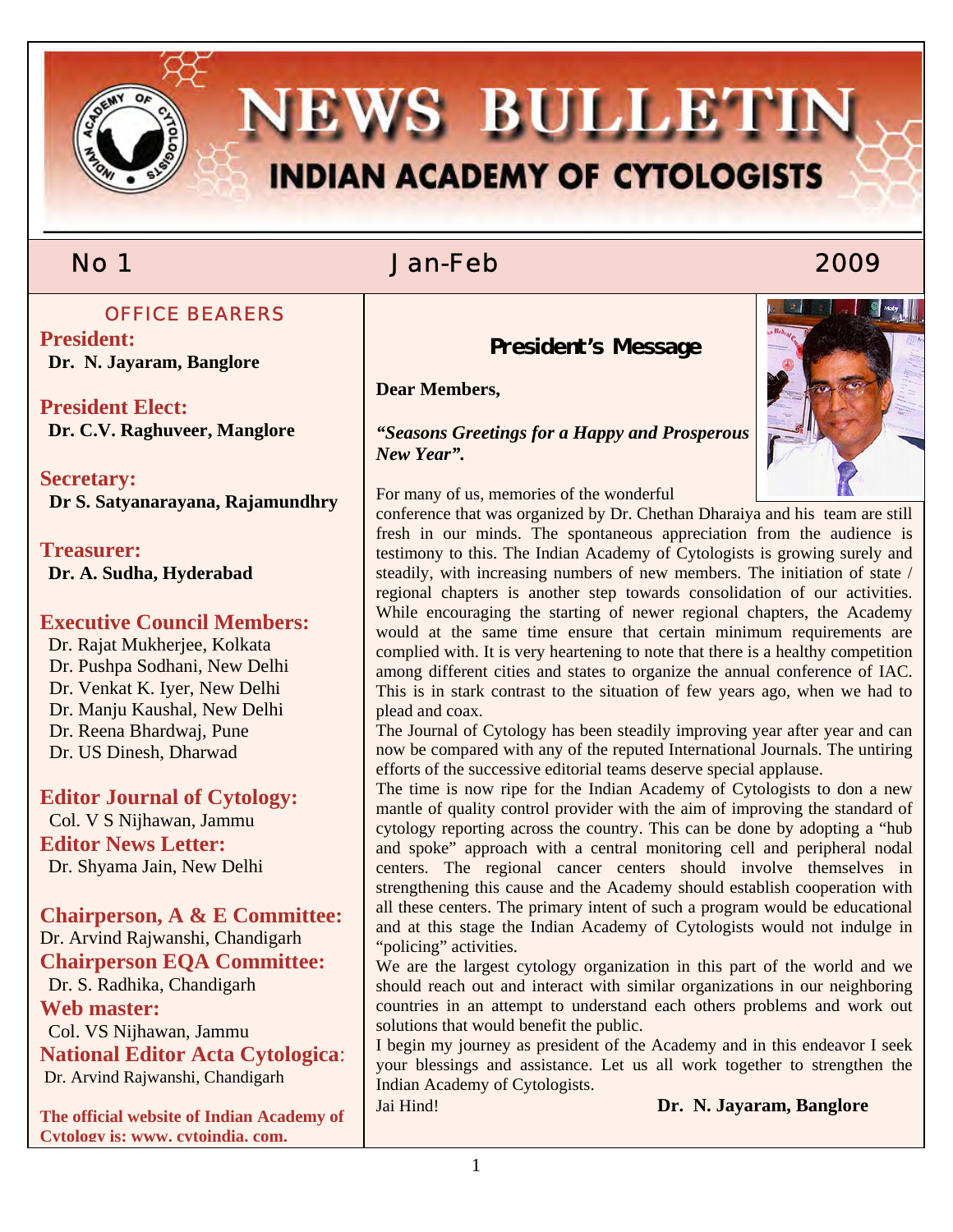# NEWS BULLETIN

## INDIAN ACADEMY OF CYTOLOGISTS

No 1 Jan-Feb 2009

### OFFICE BEARERS

**President:**
**Dr. N. Jayaram, Banglore**

**President Elect:**
**Dr. C.V. Raghuveer, Manglore**

**Secretary:**
**Dr S. Satyanarayana, Rajamundhry**

**Treasurer:**
**Dr. A. Sudha, Hyderabad**

**Executive Council Members:**
Dr. Rajat Mukherjee, Kolkata
Dr. Pushpa Sodhani, New Delhi
Dr. Venkat K. Iyer, New Delhi
Dr. Manju Kaushal, New Delhi
Dr. Reena Bhardwaj, Pune
Dr. US Dinesh, Dharwad

**Editor Journal of Cytology:**
Col. V S Nijhawan, Jammu

**Editor News Letter:**
Dr. Shyama Jain, New Delhi

**Chairperson, A & E Committee:**
Dr. Arvind Rajwanshi, Chandigarh

**Chairperson EQA Committee:**
Dr. S. Radhika, Chandigarh

**Web master:**
Col. VS Nijhawan, Jammu

**National Editor Acta Cytologica:**
Dr. Arvind Rajwanshi, Chandigarh

**The official website of Indian Academy of Cytology is: www. cytoindia. com.**

## President's Message

**Dear Members,**

***"Seasons Greetings for a Happy and Prosperous New Year".***

For many of us, memories of the wonderful conference that was organized by Dr. Chethan Dharaiya and his team are still fresh in our minds. The spontaneous appreciation from the audience is testimony to this. The Indian Academy of Cytologists is growing surely and steadily, with increasing numbers of new members. The initiation of state / regional chapters is another step towards consolidation of our activities. While encouraging the starting of newer regional chapters, the Academy would at the same time ensure that certain minimum requirements are complied with. It is very heartening to note that there is a healthy competition among different cities and states to organize the annual conference of IAC. This is in stark contrast to the situation of few years ago, when we had to plead and coax.

The Journal of Cytology has been steadily improving year after year and can now be compared with any of the reputed International Journals. The untiring efforts of the successive editorial teams deserve special applause.

The time is now ripe for the Indian Academy of Cytologists to don a new mantle of quality control provider with the aim of improving the standard of cytology reporting across the country. This can be done by adopting a "hub and spoke" approach with a central monitoring cell and peripheral nodal centers. The regional cancer centers should involve themselves in strengthening this cause and the Academy should establish cooperation with all these centers. The primary intent of such a program would be educational and at this stage the Indian Academy of Cytologists would not indulge in "policing" activities.

We are the largest cytology organization in this part of the world and we should reach out and interact with similar organizations in our neighboring countries in an attempt to understand each others problems and work out solutions that would benefit the public.

I begin my journey as president of the Academy and in this endeavor I seek your blessings and assistance. Let us all work together to strengthen the Indian Academy of Cytologists.

Jai Hind!

**Dr. N. Jayaram, Banglore**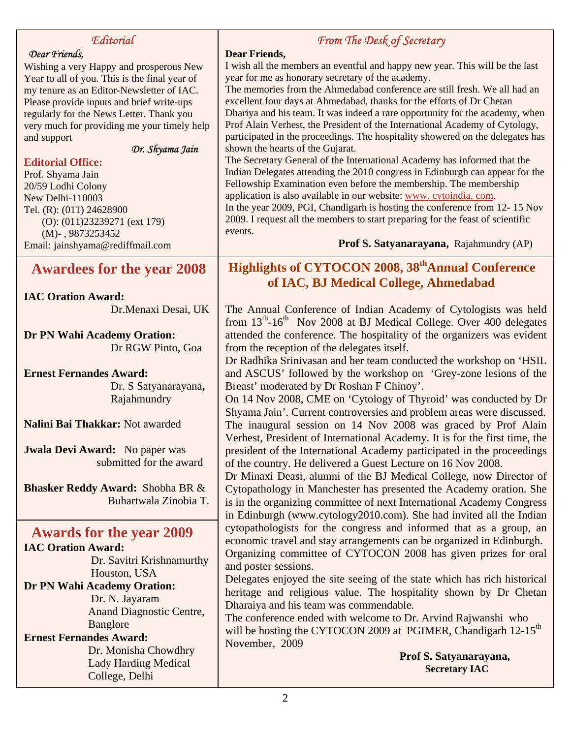## Editorial

*Dear Friends,*

Wishing a very Happy and prosperous New Year to all of you. This is the final year of my tenure as an Editor-Newsletter of IAC. Please provide inputs and brief write-ups regularly for the News Letter. Thank you very much for providing me your timely help and support

*Dr. Shyama Jain*

**Editorial Office:**

Prof. Shyama Jain
20/59 Lodhi Colony
New Delhi-110003
Tel. (R): (011) 24628900
(O): (011)23239271 (ext 179)
(M)- , 9873253452
Email: jainshyama@rediffmail.com

## From The Desk of Secretary

**Dear Friends,**

I wish all the members an eventful and happy new year. This will be the last year for me as honorary secretary of the academy.

The memories from the Ahmedabad conference are still fresh. We all had an excellent four days at Ahmedabad, thanks for the efforts of Dr Chetan Dhariya and his team. It was indeed a rare opportunity for the academy, when Prof Alain Verhest, the President of the International Academy of Cytology, participated in the proceedings. The hospitality showered on the delegates has shown the hearts of the Gujarat.

The Secretary General of the International Academy has informed that the Indian Delegates attending the 2010 congress in Edinburgh can appear for the Fellowship Examination even before the membership. The membership application is also available in our website: www. cytoindia. com.

In the year 2009, PGI, Chandigarh is hosting the conference from 12- 15 Nov 2009. I request all the members to start preparing for the feast of scientific events.

**Prof S. Satyanarayana,** Rajahmundry (AP)

## Awardees for the year 2008

**IAC Oration Award:**
Dr.Menaxi Desai, UK

**Dr PN Wahi Academy Oration:**
Dr RGW Pinto, Goa

**Ernest Fernandes Award:**
Dr. S Satyanarayana**,** Rajahmundry

**Nalini Bai Thakkar:** Not awarded

**Jwala Devi Award:** No paper was submitted for the award

**Bhasker Reddy Award:** Shobha BR & Buhartwala Zinobia T.

## Awards for the year 2009

**IAC Oration Award:**
Dr. Savitri Krishnamurthy
Houston, USA

**Dr PN Wahi Academy Oration:**
Dr. N. Jayaram
Anand Diagnostic Centre, Banglore

**Ernest Fernandes Award:**
Dr. Monisha Chowdhry
Lady Harding Medical College, Delhi

## Highlights of CYTOCON 2008, 38th Annual Conference of IAC, BJ Medical College, Ahmedabad

The Annual Conference of Indian Academy of Cytologists was held from 13th-16th Nov 2008 at BJ Medical College. Over 400 delegates attended the conference. The hospitality of the organizers was evident from the reception of the delegates itself.

Dr Radhika Srinivasan and her team conducted the workshop on 'HSIL and ASCUS' followed by the workshop on 'Grey-zone lesions of the Breast' moderated by Dr Roshan F Chinoy'.

On 14 Nov 2008, CME on 'Cytology of Thyroid' was conducted by Dr Shyama Jain'. Current controversies and problem areas were discussed. The inaugural session on 14 Nov 2008 was graced by Prof Alain Verhest, President of International Academy. It is for the first time, the president of the International Academy participated in the proceedings of the country. He delivered a Guest Lecture on 16 Nov 2008.

Dr Minaxi Deasi, alumni of the BJ Medical College, now Director of Cytopathology in Manchester has presented the Academy oration. She is in the organizing committee of next International Academy Congress in Edinburgh (www.cytology2010.com). She had invited all the Indian cytopathologists for the congress and informed that as a group, an economic travel and stay arrangements can be organized in Edinburgh.

Organizing committee of CYTOCON 2008 has given prizes for oral and poster sessions.

Delegates enjoyed the site seeing of the state which has rich historical heritage and religious value. The hospitality shown by Dr Chetan Dharaiya and his team was commendable.

The conference ended with welcome to Dr. Arvind Rajwanshi who will be hosting the CYTOCON 2009 at PGIMER, Chandigarh 12-15th November, 2009

**Prof S. Satyanarayana,**
**Secretary IAC**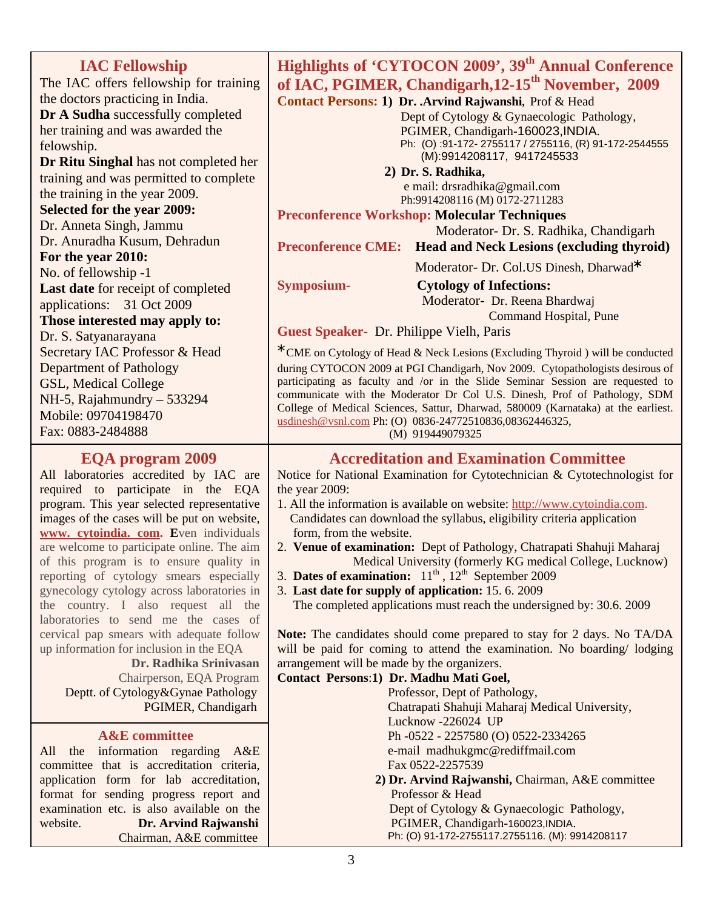## IAC Fellowship

The IAC offers fellowship for training the doctors practicing in India.

**Dr A Sudha** successfully completed her training and was awarded the felowship.

**Dr Ritu Singhal** has not completed her training and was permitted to complete the training in the year 2009.

**Selected for the year 2009:**
Dr. Anneta Singh, Jammu
Dr. Anuradha Kusum, Dehradun

**For the year 2010:**
No. of fellowship -1

**Last date** for receipt of completed applications: 31 Oct 2009

**Those interested may apply to:**
Dr. S. Satyanarayana
Secretary IAC Professor & Head
Department of Pathology
GSL, Medical College
NH-5, Rajahmundry – 533294
Mobile: 09704198470
Fax: 0883-2484888

## Highlights of 'CYTOCON 2009', 39th Annual Conference of IAC, PGIMER, Chandigarh,12-15th November, 2009

**Contact Persons: 1) Dr. .Arvind Rajwanshi**, Prof & Head
Dept of Cytology & Gynaecologic Pathology,
PGIMER, Chandigarh-160023,INDIA.
Ph: (O) :91-172- 2755117 / 2755116, (R) 91-172-2544555
(M):9914208117, 9417245533

**2) Dr. S. Radhika,**
e mail: drsradhika@gmail.com
Ph:9914208116 (M) 0172-2711283

**Preconference Workshop: Molecular Techniques**
Moderator- Dr. S. Radhika, Chandigarh

**Preconference CME: Head and Neck Lesions (excluding thyroid)**
Moderator- Dr. Col.US Dinesh, Dharwad*

**Symposium- Cytology of Infections:**
Moderator- Dr. Reena Bhardwaj
Command Hospital, Pune

**Guest Speaker-** Dr. Philippe Vielh, Paris

*CME on Cytology of Head & Neck Lesions (Excluding Thyroid ) will be conducted during CYTOCON 2009 at PGI Chandigarh, Nov 2009. Cytopathologists desirous of participating as faculty and /or in the Slide Seminar Session are requested to communicate with the Moderator Dr Col U.S. Dinesh, Prof of Pathology, SDM College of Medical Sciences, Sattur, Dharwad, 580009 (Karnataka) at the earliest. usdinesh@vsnl.com Ph: (O) 0836-24772510836,08362446325,
(M) 919449079325

## EQA program 2009

All laboratories accredited by IAC are required to participate in the EQA program. This year selected representative images of the cases will be put on website, **www. cytoindia. com**. **E**ven individuals are welcome to participate online. The aim of this program is to ensure quality in reporting of cytology smears especially gynecology cytology across laboratories in the country. I also request all the laboratories to send me the cases of cervical pap smears with adequate follow up information for inclusion in the EQA

**Dr. Radhika Srinivasan**
Chairperson, EQA Program
Deptt. of Cytology&Gynae Pathology
PGIMER, Chandigarh

### A&E committee

All the information regarding A&E committee that is accreditation criteria, application form for lab accreditation, format for sending progress report and examination etc. is also available on the website.

**Dr. Arvind Rajwanshi**
Chairman, A&E committee

## Accreditation and Examination Committee

Notice for National Examination for Cytotechnician & Cytotechnologist for the year 2009:

1. All the information is available on website: http://www.cytoindia.com. Candidates can download the syllabus, eligibility criteria application form, from the website.
2. **Venue of examination:** Dept of Pathology, Chatrapati Shahuji Maharaj Medical University (formerly KG medical College, Lucknow)
3. **Dates of examination:** 11th , 12th September 2009
3. **Last date for supply of application:** 15. 6. 2009
   The completed applications must reach the undersigned by: 30.6. 2009

**Note:** The candidates should come prepared to stay for 2 days. No TA/DA will be paid for coming to attend the examination. No boarding/ lodging arrangement will be made by the organizers.

**Contact Persons**:**1) Dr. Madhu Mati Goel,**
Professor, Dept of Pathology,
Chatrapati Shahuji Maharaj Medical University,
Lucknow -226024 UP
Ph -0522 - 2257580 (O) 0522-2334265
e-mail madhukgmc@rediffmail.com
Fax 0522-2257539

**2) Dr. Arvind Rajwanshi,** Chairman, A&E committee
Professor & Head
Dept of Cytology & Gynaecologic Pathology,
PGIMER, Chandigarh-160023,INDIA.
Ph: (O) 91-172-2755117.2755116. (M): 9914208117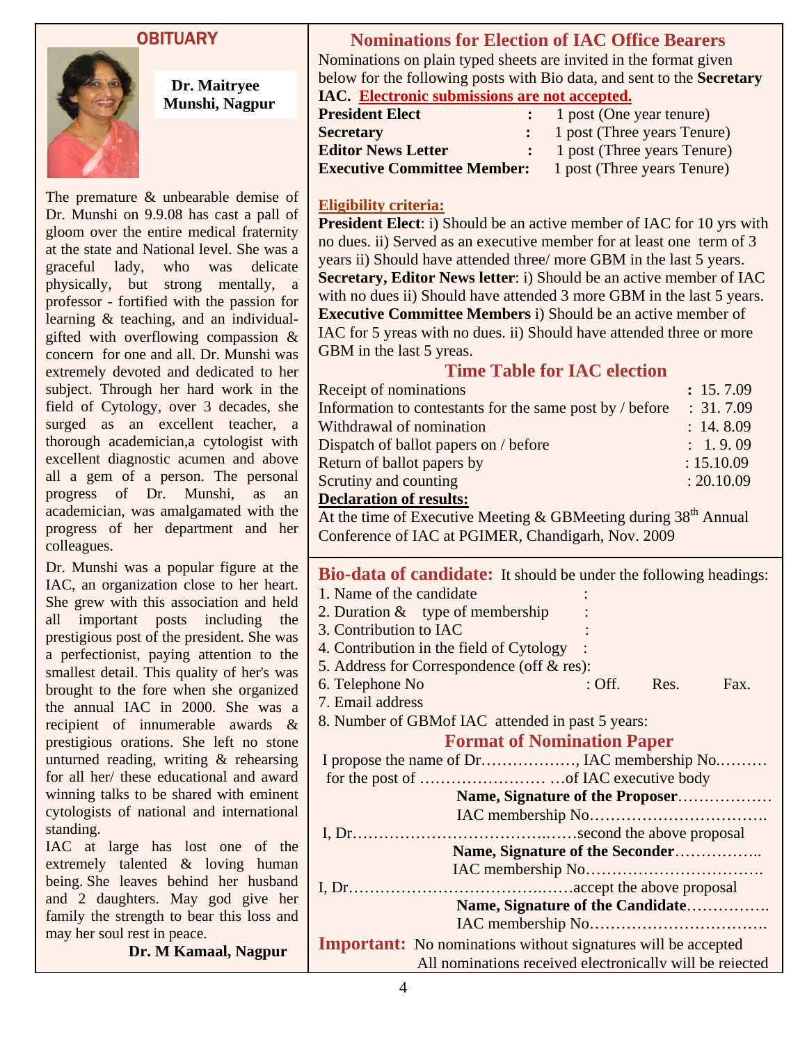## OBITUARY

**Dr. Maitryee Munshi, Nagpur**

The premature & unbearable demise of Dr. Munshi on 9.9.08 has cast a pall of gloom over the entire medical fraternity at the state and National level. She was a graceful lady, who was delicate physically, but strong mentally, a professor - fortified with the passion for learning & teaching, and an individual-gifted with overflowing compassion & concern for one and all. Dr. Munshi was extremely devoted and dedicated to her subject. Through her hard work in the field of Cytology, over 3 decades, she surged as an excellent teacher, a thorough academician,a cytologist with excellent diagnostic acumen and above all a gem of a person. The personal progress of Dr. Munshi, as an academician, was amalgamated with the progress of her department and her colleagues.

Dr. Munshi was a popular figure at the IAC, an organization close to her heart. She grew with this association and held all important posts including the prestigious post of the president. She was a perfectionist, paying attention to the smallest detail. This quality of her's was brought to the fore when she organized the annual IAC in 2000. She was a recipient of innumerable awards & prestigious orations. She left no stone unturned reading, writing & rehearsing for all her/ these educational and award winning talks to be shared with eminent cytologists of national and international standing.

IAC at large has lost one of the extremely talented & loving human being. She leaves behind her husband and 2 daughters. May god give her family the strength to bear this loss and may her soul rest in peace.

**Dr. M Kamaal, Nagpur**

## Nominations for Election of IAC Office Bearers

Nominations on plain typed sheets are invited in the format given below for the following posts with Bio data, and sent to the **Secretary IAC.** **Electronic submissions are not accepted.**

| | | |
|---|---|---|
| **President Elect** | : | 1 post (One year tenure) |
| **Secretary** | : | 1 post (Three years Tenure) |
| **Editor News Letter** | : | 1 post (Three years Tenure) |
| **Executive Committee Member:** | | 1 post (Three years Tenure) |

**Eligibility criteria:**

**President Elect**: i) Should be an active member of IAC for 10 yrs with no dues. ii) Served as an executive member for at least one term of 3 years ii) Should have attended three/ more GBM in the last 5 years.
**Secretary, Editor News letter**: i) Should be an active member of IAC with no dues ii) Should have attended 3 more GBM in the last 5 years.
**Executive Committee Members** i) Should be an active member of IAC for 5 yreas with no dues. ii) Should have attended three or more GBM in the last 5 yreas.

### Time Table for IAC election

| | |
|---|---|
| Receipt of nominations | **:** 15. 7.09 |
| Information to contestants for the same post by / before | : 31. 7.09 |
| Withdrawal of nomination | : 14. 8.09 |
| Dispatch of ballot papers on / before | : 1. 9. 09 |
| Return of ballot papers by | : 15.10.09 |
| Scrutiny and counting | : 20.10.09 |

**Declaration of results:**
At the time of Executive Meeting & GBMeeting during 38th Annual Conference of IAC at PGIMER, Chandigarh, Nov. 2009

**Bio-data of candidate:** It should be under the following headings:

1. Name of the candidate :
2. Duration & type of membership :
3. Contribution to IAC :
4. Contribution in the field of Cytology :
5. Address for Correspondence (off & res):
6. Telephone No : Off. Res. Fax.
7. Email address
8. Number of GBMof IAC attended in past 5 years:

### Format of Nomination Paper

I propose the name of Dr………………, IAC membership No.……… for the post of …………………… …of IAC executive body

**Name, Signature of the Proposer**………………
IAC membership No…………………………….

I, Dr……………………………….……second the above proposal

**Name, Signature of the Seconder**……………..
IAC membership No…………………………….

I, Dr……………………………….……accept the above proposal

**Name, Signature of the Candidate**…………….
IAC membership No…………………………….

**Important:** No nominations without signatures will be accepted
All nominations received electronically will be rejected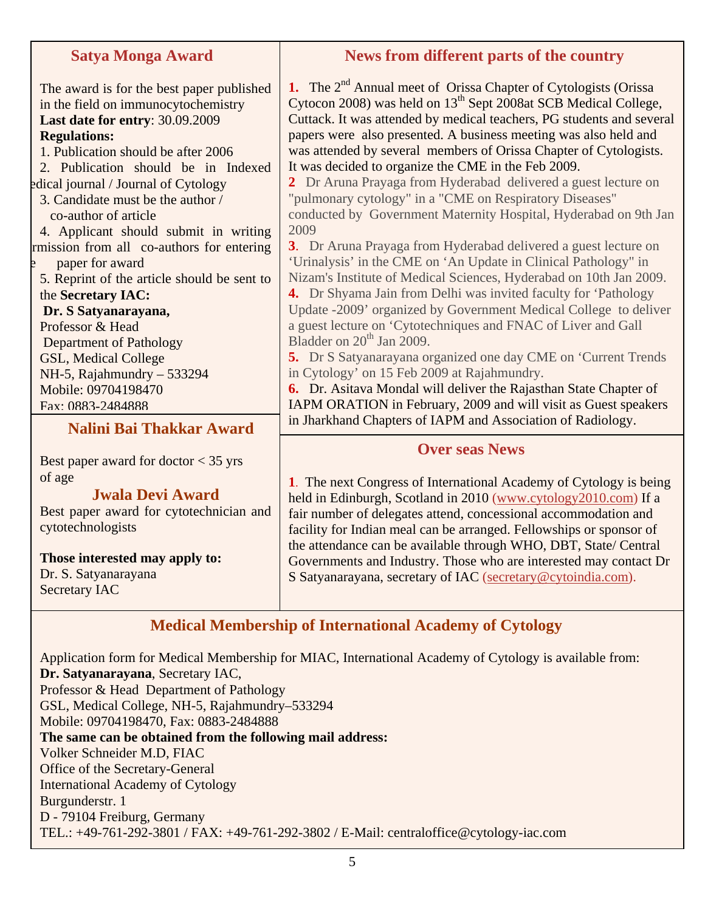## Satya Monga Award

The award is for the best paper published in the field on immunocytochemistry

**Last date for entry**: 30.09.2009

**Regulations:**

1. Publication should be after 2006
2. Publication should be in Indexed medical journal / Journal of Cytology
3. Candidate must be the author / co-author of article
4. Applicant should submit in writing permission from all co-authors for entering the paper for award
5. Reprint of the article should be sent to the **Secretary IAC:**

**Dr. S Satyanarayana,**
Professor & Head
Department of Pathology
GSL, Medical College
NH-5, Rajahmundry – 533294
Mobile: 09704198470
Fax: 0883-2484888

## Nalini Bai Thakkar Award

Best paper award for doctor < 35 yrs of age

## Jwala Devi Award

Best paper award for cytotechnician and cytotechnologists

**Those interested may apply to:**
Dr. S. Satyanarayana
Secretary IAC

## News from different parts of the country

**1.** The 2nd Annual meet of Orissa Chapter of Cytologists (Orissa Cytocon 2008) was held on 13th Sept 2008at SCB Medical College, Cuttack. It was attended by medical teachers, PG students and several papers were also presented. A business meeting was also held and was attended by several members of Orissa Chapter of Cytologists. It was decided to organize the CME in the Feb 2009.

**2** Dr Aruna Prayaga from Hyderabad delivered a guest lecture on "pulmonary cytology" in a "CME on Respiratory Diseases" conducted by Government Maternity Hospital, Hyderabad on 9th Jan 2009

**3**. Dr Aruna Prayaga from Hyderabad delivered a guest lecture on 'Urinalysis' in the CME on 'An Update in Clinical Pathology" in Nizam's Institute of Medical Sciences, Hyderabad on 10th Jan 2009.

**4.** Dr Shyama Jain from Delhi was invited faculty for 'Pathology Update -2009' organized by Government Medical College to deliver a guest lecture on 'Cytotechniques and FNAC of Liver and Gall Bladder on 20th Jan 2009.

**5.** Dr S Satyanarayana organized one day CME on 'Current Trends in Cytology' on 15 Feb 2009 at Rajahmundry.

**6.** Dr. Asitava Mondal will deliver the Rajasthan State Chapter of IAPM ORATION in February, 2009 and will visit as Guest speakers in Jharkhand Chapters of IAPM and Association of Radiology.

## Over seas News

**1**. The next Congress of International Academy of Cytology is being held in Edinburgh, Scotland in 2010 (www.cytology2010.com) If a fair number of delegates attend, concessional accommodation and facility for Indian meal can be arranged. Fellowships or sponsor of the attendance can be available through WHO, DBT, State/ Central Governments and Industry. Those who are interested may contact Dr S Satyanarayana, secretary of IAC (secretary@cytoindia.com).

## Medical Membership of International Academy of Cytology

Application form for Medical Membership for MIAC, International Academy of Cytology is available from:
**Dr. Satyanarayana**, Secretary IAC,
Professor & Head Department of Pathology
GSL, Medical College, NH-5, Rajahmundry–533294
Mobile: 09704198470, Fax: 0883-2484888
**The same can be obtained from the following mail address:**
Volker Schneider M.D, FIAC
Office of the Secretary-General
International Academy of Cytology
Burgunderstr. 1
D - 79104 Freiburg, Germany
TEL.: +49-761-292-3801 / FAX: +49-761-292-3802 / E-Mail: centraloffice@cytology-iac.com